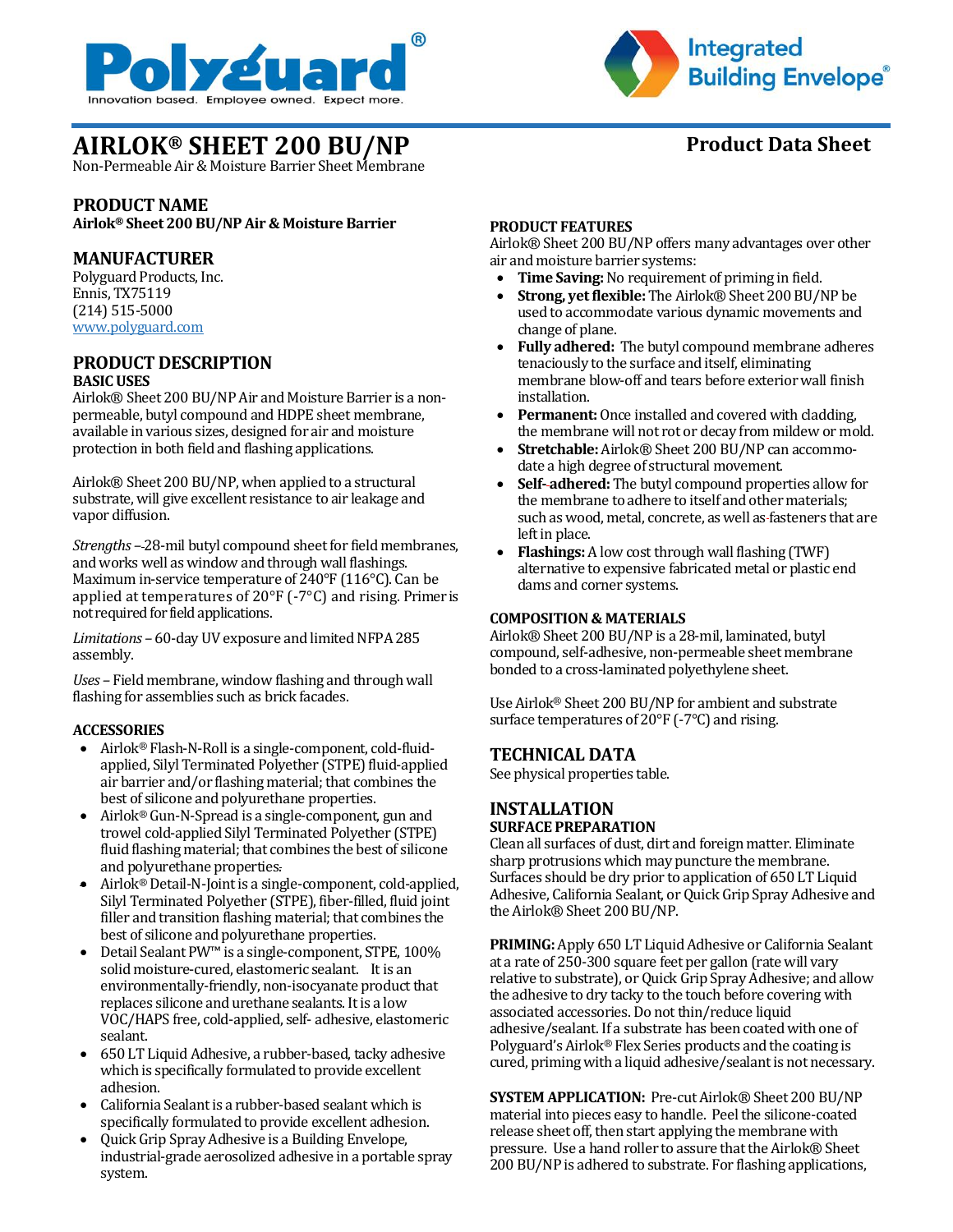# AIRLOK® SHEET 200 BU/NP

Non-Permeable Air & Moisture Barrier Sheet Membrane

**Product Data Sheet**

## PRODUCT NAME

**Airlok® Sheet 200 BU/NP Air & Moisture Barrier**

## MANUFACTURER

Polyguard Products, Inc.
Ennis, TX75119
(214) 515-5000
www.polyguard.com

## PRODUCT DESCRIPTION

### BASIC USES

Airlok® Sheet 200 BU/NP Air and Moisture Barrier is a non-permeable, butyl compound and HDPE sheet membrane, available in various sizes, designed for air and moisture protection in both field and flashing applications.

Airlok® Sheet 200 BU/NP, when applied to a structural substrate, will give excellent resistance to air leakage and vapor diffusion.

*Strengths* – 28-mil butyl compound sheet for field membranes, and works well as window and through wall flashings. Maximum in-service temperature of 240°F (116°C). Can be applied at temperatures of 20°F (-7°C) and rising. Primer is not required for field applications.

*Limitations* – 60-day UV exposure and limited NFPA 285 assembly.

*Uses* – Field membrane, window flashing and through wall flashing for assemblies such as brick facades.

### ACCESSORIES

- Airlok® Flash-N-Roll is a single-component, cold-fluid-applied, Silyl Terminated Polyether (STPE) fluid-applied air barrier and/or flashing material; that combines the best of silicone and polyurethane properties.
- Airlok® Gun-N-Spread is a single-component, gun and trowel cold-applied Silyl Terminated Polyether (STPE) fluid flashing material; that combines the best of silicone and polyurethane properties.
- Airlok® Detail-N-Joint is a single-component, cold-applied, Silyl Terminated Polyether (STPE), fiber-filled, fluid joint filler and transition flashing material; that combines the best of silicone and polyurethane properties.
- Detail Sealant PW™ is a single-component, STPE, 100% solid moisture-cured, elastomeric sealant. It is an environmentally-friendly, non-isocyanate product that replaces silicone and urethane sealants. It is a low VOC/HAPS free, cold-applied, self- adhesive, elastomeric sealant.
- 650 LT Liquid Adhesive, a rubber-based, tacky adhesive which is specifically formulated to provide excellent adhesion.
- California Sealant is a rubber-based sealant which is specifically formulated to provide excellent adhesion.
- Quick Grip Spray Adhesive is a Building Envelope, industrial-grade aerosolized adhesive in a portable spray system.

### PRODUCT FEATURES

Airlok® Sheet 200 BU/NP offers many advantages over other air and moisture barrier systems:

- **Time Saving:** No requirement of priming in field.
- **Strong, yet flexible:** The Airlok® Sheet 200 BU/NP be used to accommodate various dynamic movements and change of plane.
- **Fully adhered:** The butyl compound membrane adheres tenaciously to the surface and itself, eliminating membrane blow-off and tears before exterior wall finish installation.
- **Permanent:** Once installed and covered with cladding, the membrane will not rot or decay from mildew or mold.
- **Stretchable:** Airlok® Sheet 200 BU/NP can accommodate a high degree of structural movement.
- **Self-adhered:** The butyl compound properties allow for the membrane to adhere to itself and other materials; such as wood, metal, concrete, as well as fasteners that are left in place.
- **Flashings:** A low cost through wall flashing (TWF) alternative to expensive fabricated metal or plastic end dams and corner systems.

### COMPOSITION & MATERIALS

Airlok® Sheet 200 BU/NP is a 28-mil, laminated, butyl compound, self-adhesive, non-permeable sheet membrane bonded to a cross-laminated polyethylene sheet.

Use Airlok® Sheet 200 BU/NP for ambient and substrate surface temperatures of 20°F (-7°C) and rising.

## TECHNICAL DATA

See physical properties table.

## INSTALLATION

### SURFACE PREPARATION

Clean all surfaces of dust, dirt and foreign matter. Eliminate sharp protrusions which may puncture the membrane. Surfaces should be dry prior to application of 650 LT Liquid Adhesive, California Sealant, or Quick Grip Spray Adhesive and the Airlok® Sheet 200 BU/NP.

**PRIMING:** Apply 650 LT Liquid Adhesive or California Sealant at a rate of 250-300 square feet per gallon (rate will vary relative to substrate), or Quick Grip Spray Adhesive; and allow the adhesive to dry tacky to the touch before covering with associated accessories. Do not thin/reduce liquid adhesive/sealant. If a substrate has been coated with one of Polyguard's Airlok® Flex Series products and the coating is cured, priming with a liquid adhesive/sealant is not necessary.

**SYSTEM APPLICATION:** Pre-cut Airlok® Sheet 200 BU/NP material into pieces easy to handle. Peel the silicone-coated release sheet off, then start applying the membrane with pressure. Use a hand roller to assure that the Airlok® Sheet 200 BU/NP is adhered to substrate. For flashing applications,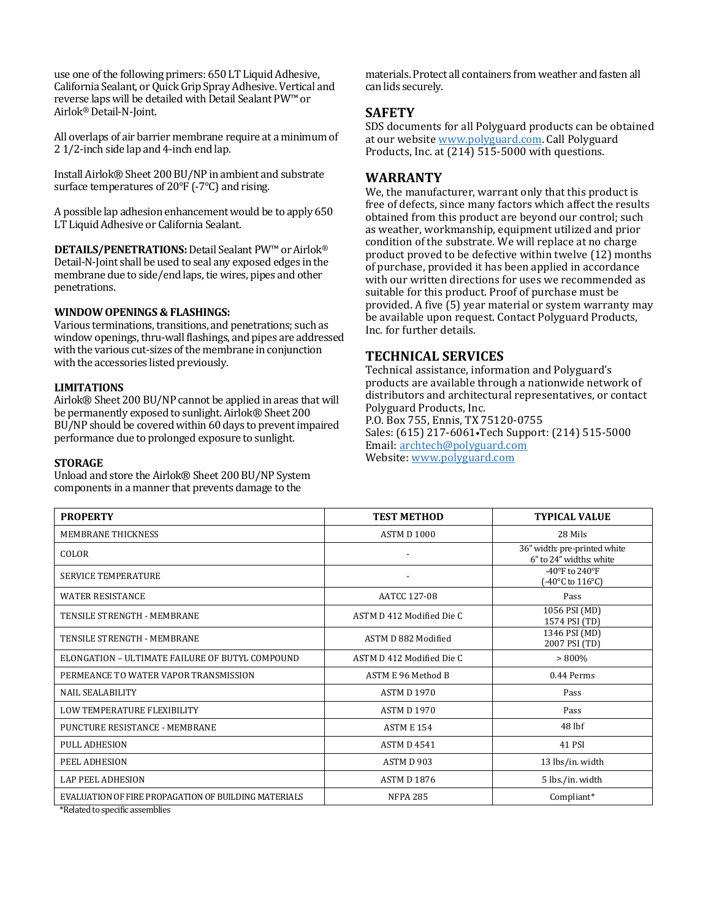use one of the following primers: 650 LT Liquid Adhesive, California Sealant, or Quick Grip Spray Adhesive. Vertical and reverse laps will be detailed with Detail Sealant PW™ or Airlok® Detail-N-Joint.

All overlaps of air barrier membrane require at a minimum of 2 1/2-inch side lap and 4-inch end lap.

Install Airlok® Sheet 200 BU/NP in ambient and substrate surface temperatures of 20°F (-7°C) and rising.

A possible lap adhesion enhancement would be to apply 650 LT Liquid Adhesive or California Sealant.

**DETAILS/PENETRATIONS:** Detail Sealant PW™ or Airlok® Detail-N-Joint shall be used to seal any exposed edges in the membrane due to side/end laps, tie wires, pipes and other penetrations.

**WINDOW OPENINGS & FLASHINGS:**
Various terminations, transitions, and penetrations; such as window openings, thru-wall flashings, and pipes are addressed with the various cut-sizes of the membrane in conjunction with the accessories listed previously.

**LIMITATIONS**
Airlok® Sheet 200 BU/NP cannot be applied in areas that will be permanently exposed to sunlight. Airlok® Sheet 200 BU/NP should be covered within 60 days to prevent impaired performance due to prolonged exposure to sunlight.

**STORAGE**
Unload and store the Airlok® Sheet 200 BU/NP System components in a manner that prevents damage to the materials. Protect all containers from weather and fasten all can lids securely.

## SAFETY

SDS documents for all Polyguard products can be obtained at our website www.polyguard.com. Call Polyguard Products, Inc. at (214) 515-5000 with questions.

## WARRANTY

We, the manufacturer, warrant only that this product is free of defects, since many factors which affect the results obtained from this product are beyond our control; such as weather, workmanship, equipment utilized and prior condition of the substrate. We will replace at no charge product proved to be defective within twelve (12) months of purchase, provided it has been applied in accordance with our written directions for uses we recommended as suitable for this product. Proof of purchase must be provided. A five (5) year material or system warranty may be available upon request. Contact Polyguard Products, Inc. for further details.

## TECHNICAL SERVICES

Technical assistance, information and Polyguard's products are available through a nationwide network of distributors and architectural representatives, or contact Polyguard Products, Inc.
P.O. Box 755, Ennis, TX 75120-0755
Sales: (615) 217-6061•Tech Support: (214) 515-5000
Email: archtech@polyguard.com
Website: www.polyguard.com

| PROPERTY | TEST METHOD | TYPICAL VALUE |
|---|---|---|
| MEMBRANE THICKNESS | ASTM D 1000 | 28 Mils |
| COLOR | - | 36" width: pre-printed white<br>6" to 24" widths: white |
| SERVICE TEMPERATURE | - | -40°F to 240°F<br>(-40°C to 116°C) |
| WATER RESISTANCE | AATCC 127-08 | Pass |
| TENSILE STRENGTH - MEMBRANE | ASTM D 412 Modified Die C | 1056 PSI (MD)<br>1574 PSI (TD) |
| TENSILE STRENGTH - MEMBRANE | ASTM D 882 Modified | 1346 PSI (MD)<br>2007 PSI (TD) |
| ELONGATION – ULTIMATE FAILURE OF BUTYL COMPOUND | ASTM D 412 Modified Die C | > 800% |
| PERMEANCE TO WATER VAPOR TRANSMISSION | ASTM E 96 Method B | 0.44 Perms |
| NAIL SEALABILITY | ASTM D 1970 | Pass |
| LOW TEMPERATURE FLEXIBILITY | ASTM D 1970 | Pass |
| PUNCTURE RESISTANCE - MEMBRANE | ASTM E 154 | 48 lbf |
| PULL ADHESION | ASTM D 4541 | 41 PSI |
| PEEL ADHESION | ASTM D 903 | 13 lbs/in. width |
| LAP PEEL ADHESION | ASTM D 1876 | 5 lbs./in. width |
| EVALUATION OF FIRE PROPAGATION OF BUILDING MATERIALS | NFPA 285 | Compliant* |

*Related to specific assemblies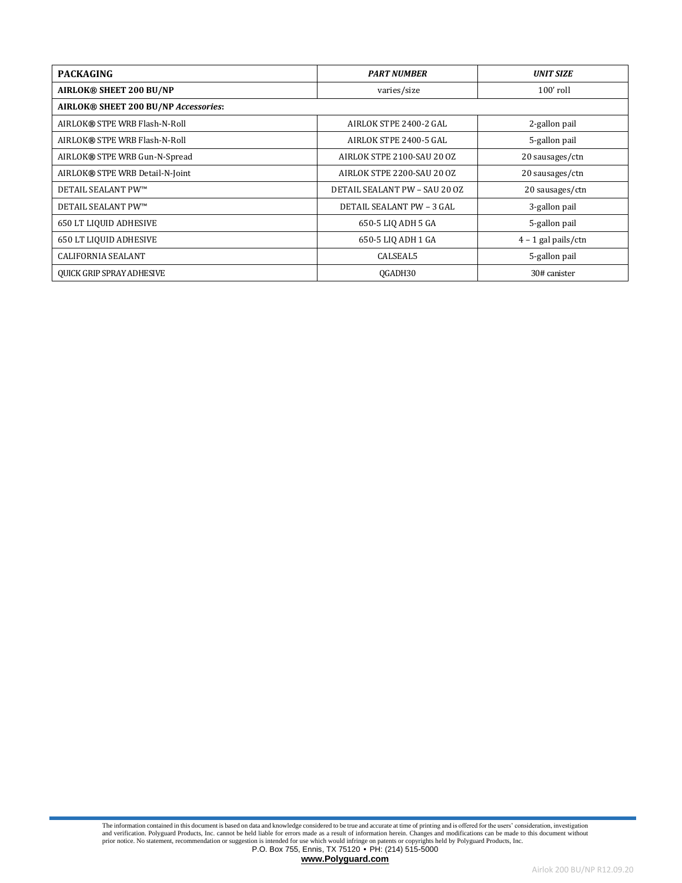| **PACKAGING** | ***PART NUMBER*** | ***UNIT SIZE*** |
|---|---|---|
| **AIRLOK® SHEET 200 BU/NP** | varies/size | 100' roll |
| **AIRLOK® SHEET 200 BU/NP *Accessories*:** | | |
| AIRLOK® STPE WRB Flash-N-Roll | AIRLOK STPE 2400-2 GAL | 2-gallon pail |
| AIRLOK® STPE WRB Flash-N-Roll | AIRLOK STPE 2400-5 GAL | 5-gallon pail |
| AIRLOK® STPE WRB Gun-N-Spread | AIRLOK STPE 2100-SAU 20 OZ | 20 sausages/ctn |
| AIRLOK® STPE WRB Detail-N-Joint | AIRLOK STPE 2200-SAU 20 OZ | 20 sausages/ctn |
| DETAIL SEALANT PW™ | DETAIL SEALANT PW – SAU 20 OZ | 20 sausages/ctn |
| DETAIL SEALANT PW™ | DETAIL SEALANT PW – 3 GAL | 3-gallon pail |
| 650 LT LIQUID ADHESIVE | 650-5 LIQ ADH 5 GA | 5-gallon pail |
| 650 LT LIQUID ADHESIVE | 650-5 LIQ ADH 1 GA | 4 – 1 gal pails/ctn |
| CALIFORNIA SEALANT | CALSEAL5 | 5-gallon pail |
| QUICK GRIP SPRAY ADHESIVE | QGADH30 | 30# canister |

The information contained in this document is based on data and knowledge considered to be true and accurate at time of printing and is offered for the users' consideration, investigation and verification. Polyguard Products, Inc. cannot be held liable for errors made as a result of information herein. Changes and modifications can be made to this document without prior notice. No statement, recommendation or suggestion is intended for use which would infringe on patents or copyrights held by Polyguard Products, Inc.

P.O. Box 755, Ennis, TX 75120 • PH: (214) 515-5000

**www.Polyguard.com**

Airlok 200 BU/NP R12.09.20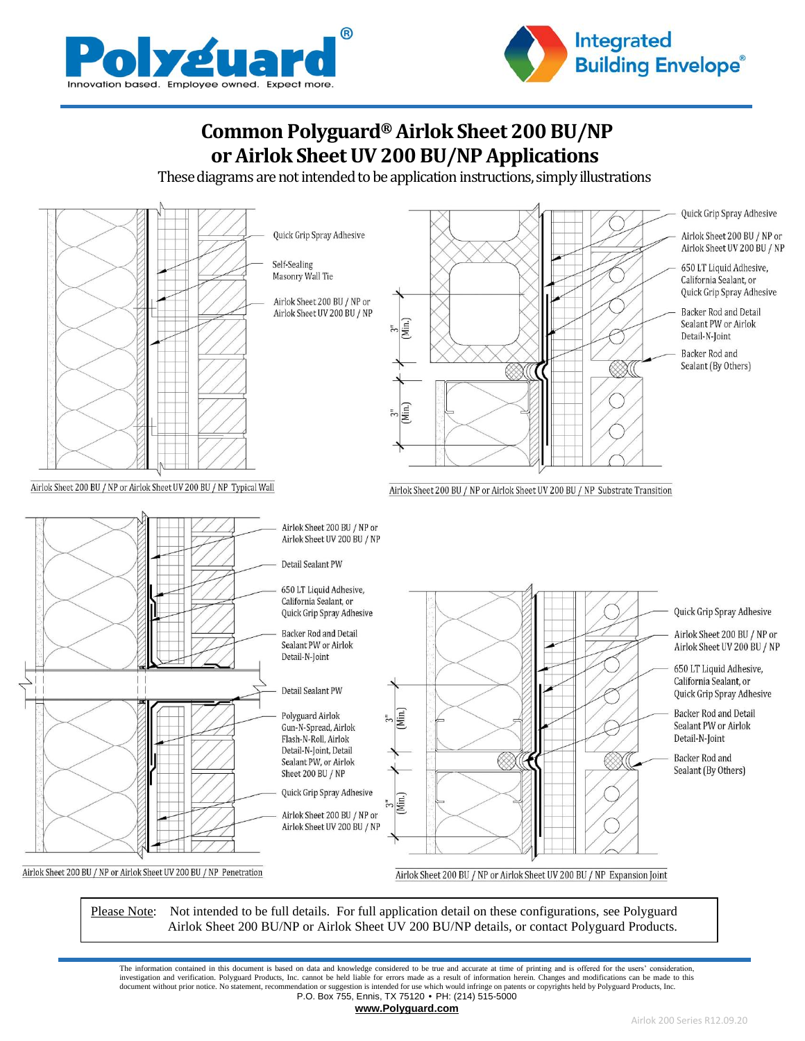# Common Polyguard® Airlok Sheet 200 BU/NP or Airlok Sheet UV 200 BU/NP Applications

These diagrams are not intended to be application instructions, simply illustrations

Quick Grip Spray Adhesive

Self-Sealing Masonry Wall Tie

Airlok Sheet 200 BU / NP or Airlok Sheet UV 200 BU / NP

Airlok Sheet 200 BU / NP or Airlok Sheet UV 200 BU / NP Typical Wall

Quick Grip Spray Adhesive

Airlok Sheet 200 BU / NP or Airlok Sheet UV 200 BU / NP

650 LT Liquid Adhesive, California Sealant, or Quick Grip Spray Adhesive

Backer Rod and Detail Sealant PW or Airlok Detail-N-Joint

Backer Rod and Sealant (By Others)

3" (Min.)

3" (Min.)

Airlok Sheet 200 BU / NP or Airlok Sheet UV 200 BU / NP Substrate Transition

Airlok Sheet 200 BU / NP or Airlok Sheet UV 200 BU / NP

Detail Sealant PW

650 LT Liquid Adhesive, California Sealant, or Quick Grip Spray Adhesive

Backer Rod and Detail Sealant PW or Airlok Detail-N-Joint

Detail Sealant PW

Polyguard Airlok Gun-N-Spread, Airlok Flash-N-Roll, Airlok Detail-N-Joint, Detail Sealant PW, or Airlok Sheet 200 BU / NP

Quick Grip Spray Adhesive

Airlok Sheet 200 BU / NP or Airlok Sheet UV 200 BU / NP

Airlok Sheet 200 BU / NP or Airlok Sheet UV 200 BU / NP Penetration

Quick Grip Spray Adhesive

Airlok Sheet 200 BU / NP or Airlok Sheet UV 200 BU / NP

650 LT Liquid Adhesive, California Sealant, or Quick Grip Spray Adhesive

Backer Rod and Detail Sealant PW or Airlok Detail-N-Joint

Backer Rod and Sealant (By Others)

3" (Min.)

3" (Min.)

Airlok Sheet 200 BU / NP or Airlok Sheet UV 200 BU / NP Expansion Joint

Please Note: Not intended to be full details. For full application detail on these configurations, see Polyguard Airlok Sheet 200 BU/NP or Airlok Sheet UV 200 BU/NP details, or contact Polyguard Products.

The information contained in this document is based on data and knowledge considered to be true and accurate at time of printing and is offered for the users' consideration, investigation and verification. Polyguard Products, Inc. cannot be held liable for errors made as a result of information herein. Changes and modifications can be made to this document without prior notice. No statement, recommendation or suggestion is intended for use which would infringe on patents or copyrights held by Polyguard Products, Inc.

P.O. Box 755, Ennis, TX 75120 • PH: (214) 515-5000

**www.Polyguard.com**

Airlok 200 Series R12.09.20